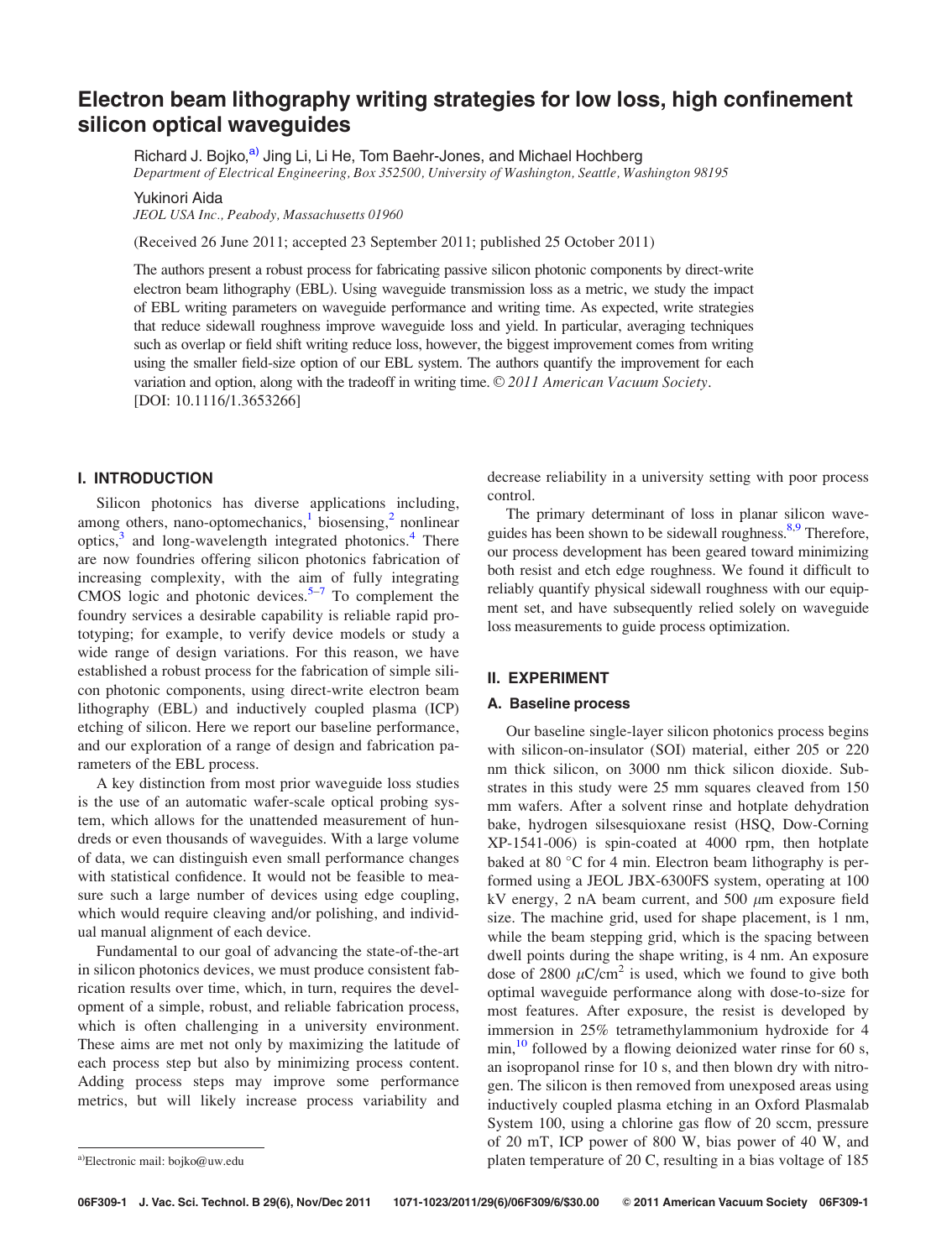# Electron beam lithography writing strategies for low loss, high confinement silicon optical waveguides

Richard J. Bojko,[a] Jing Li, Li He, Tom Baehr-Jones, and Michael Hochberg

*Department of Electrical Engineering, Box 352500, University of Washington, Seattle, Washington 98195*

Yukinori Aida

*JEOL USA Inc., Peabody, Massachusetts 01960*

(Received 26 June 2011; accepted 23 September 2011; published 25 October 2011)

The authors present a robust process for fabricating passive silicon photonic components by direct-write electron beam lithography (EBL). Using waveguide transmission loss as a metric, we study the impact of EBL writing parameters on waveguide performance and writing time. As expected, write strategies that reduce sidewall roughness improve waveguide loss and yield. In particular, averaging techniques such as overlap or field shift writing reduce loss, however, the biggest improvement comes from writing using the smaller field-size option of our EBL system. The authors quantify the improvement for each variation and option, along with the tradeoff in writing time. © *2011 American Vacuum Society*. [DOI: 10.1116/1.3653266]

## I. INTRODUCTION

Silicon photonics has diverse applications including, among others, nano-optomechanics,[1] biosensing,[2] nonlinear optics,[3] and long-wavelength integrated photonics.[4] There are now foundries offering silicon photonics fabrication of increasing complexity, with the aim of fully integrating CMOS logic and photonic devices.[5–7] To complement the foundry services a desirable capability is reliable rapid prototyping; for example, to verify device models or study a wide range of design variations. For this reason, we have established a robust process for the fabrication of simple silicon photonic components, using direct-write electron beam lithography (EBL) and inductively coupled plasma (ICP) etching of silicon. Here we report our baseline performance, and our exploration of a range of design and fabrication parameters of the EBL process.

A key distinction from most prior waveguide loss studies is the use of an automatic wafer-scale optical probing system, which allows for the unattended measurement of hundreds or even thousands of waveguides. With a large volume of data, we can distinguish even small performance changes with statistical confidence. It would not be feasible to measure such a large number of devices using edge coupling, which would require cleaving and/or polishing, and individual manual alignment of each device.

Fundamental to our goal of advancing the state-of-the-art in silicon photonics devices, we must produce consistent fabrication results over time, which, in turn, requires the development of a simple, robust, and reliable fabrication process, which is often challenging in a university environment. These aims are met not only by maximizing the latitude of each process step but also by minimizing process content. Adding process steps may improve some performance metrics, but will likely increase process variability and decrease reliability in a university setting with poor process control.

The primary determinant of loss in planar silicon waveguides has been shown to be sidewall roughness.[8,9] Therefore, our process development has been geared toward minimizing both resist and etch edge roughness. We found it difficult to reliably quantify physical sidewall roughness with our equipment set, and have subsequently relied solely on waveguide loss measurements to guide process optimization.

## II. EXPERIMENT

### A. Baseline process

Our baseline single-layer silicon photonics process begins with silicon-on-insulator (SOI) material, either 205 or 220 nm thick silicon, on 3000 nm thick silicon dioxide. Substrates in this study were 25 mm squares cleaved from 150 mm wafers. After a solvent rinse and hotplate dehydration bake, hydrogen silsesquioxane resist (HSQ, Dow-Corning XP-1541-006) is spin-coated at 4000 rpm, then hotplate baked at 80 °C for 4 min. Electron beam lithography is performed using a JEOL JBX-6300FS system, operating at 100 kV energy, 2 nA beam current, and 500 $\mu$m exposure field size. The machine grid, used for shape placement, is 1 nm, while the beam stepping grid, which is the spacing between dwell points during the shape writing, is 4 nm. An exposure dose of 2800 $\mu$C/cm$^2$ is used, which we found to give both optimal waveguide performance along with dose-to-size for most features. After exposure, the resist is developed by immersion in 25% tetramethylammonium hydroxide for 4 min,[10] followed by a flowing deionized water rinse for 60 s, an isopropanol rinse for 10 s, and then blown dry with nitrogen. The silicon is then removed from unexposed areas using inductively coupled plasma etching in an Oxford Plasmalab System 100, using a chlorine gas flow of 20 sccm, pressure of 20 mT, ICP power of 800 W, bias power of 40 W, and platen temperature of 20 C, resulting in a bias voltage of 185

[a]Electronic mail: bojko@uw.edu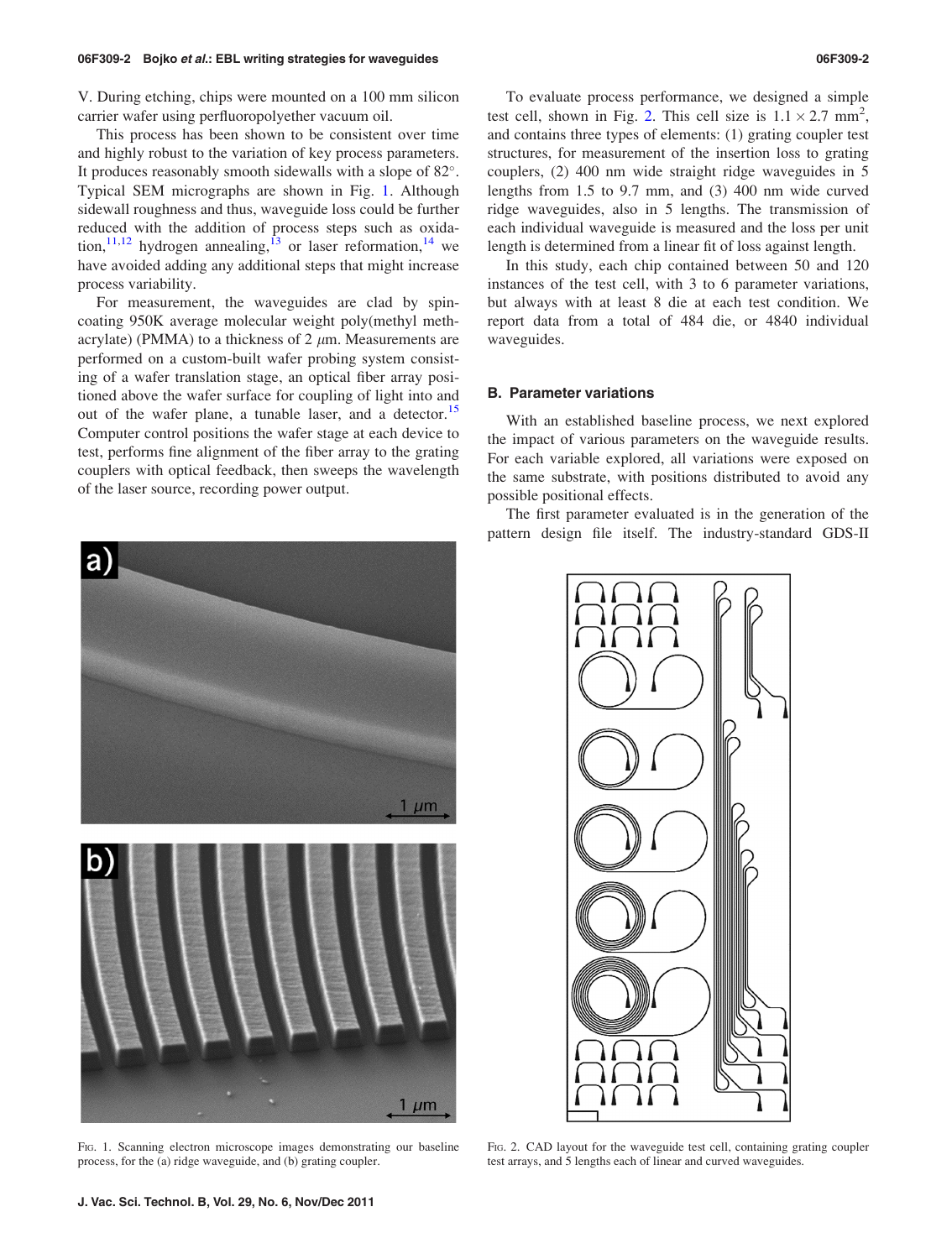V. During etching, chips were mounted on a 100 mm silicon carrier wafer using perfluoropolyether vacuum oil.

This process has been shown to be consistent over time and highly robust to the variation of key process parameters. It produces reasonably smooth sidewalls with a slope of 82°. Typical SEM micrographs are shown in Fig. 1. Although sidewall roughness and thus, waveguide loss could be further reduced with the addition of process steps such as oxidation,[11,12] hydrogen annealing,[13] or laser reformation,[14] we have avoided adding any additional steps that might increase process variability.

For measurement, the waveguides are clad by spin-coating 950K average molecular weight poly(methyl methacrylate) (PMMA) to a thickness of 2 $\mu$m. Measurements are performed on a custom-built wafer probing system consisting of a wafer translation stage, an optical fiber array positioned above the wafer surface for coupling of light into and out of the wafer plane, a tunable laser, and a detector.[15] Computer control positions the wafer stage at each device to test, performs fine alignment of the fiber array to the grating couplers with optical feedback, then sweeps the wavelength of the laser source, recording power output.

Fig. 1. Scanning electron microscope images demonstrating our baseline process, for the (a) ridge waveguide, and (b) grating coupler.

To evaluate process performance, we designed a simple test cell, shown in Fig. 2. This cell size is $1.1 \times 2.7$ mm$^2$, and contains three types of elements: (1) grating coupler test structures, for measurement of the insertion loss to grating couplers, (2) 400 nm wide straight ridge waveguides in 5 lengths from 1.5 to 9.7 mm, and (3) 400 nm wide curved ridge waveguides, also in 5 lengths. The transmission of each individual waveguide is measured and the loss per unit length is determined from a linear fit of loss against length.

In this study, each chip contained between 50 and 120 instances of the test cell, with 3 to 6 parameter variations, but always with at least 8 die at each test condition. We report data from a total of 484 die, or 4840 individual waveguides.

### B. Parameter variations

With an established baseline process, we next explored the impact of various parameters on the waveguide results. For each variable explored, all variations were exposed on the same substrate, with positions distributed to avoid any possible positional effects.

The first parameter evaluated is in the generation of the pattern design file itself. The industry-standard GDS-II

Fig. 2. CAD layout for the waveguide test cell, containing grating coupler test arrays, and 5 lengths each of linear and curved waveguides.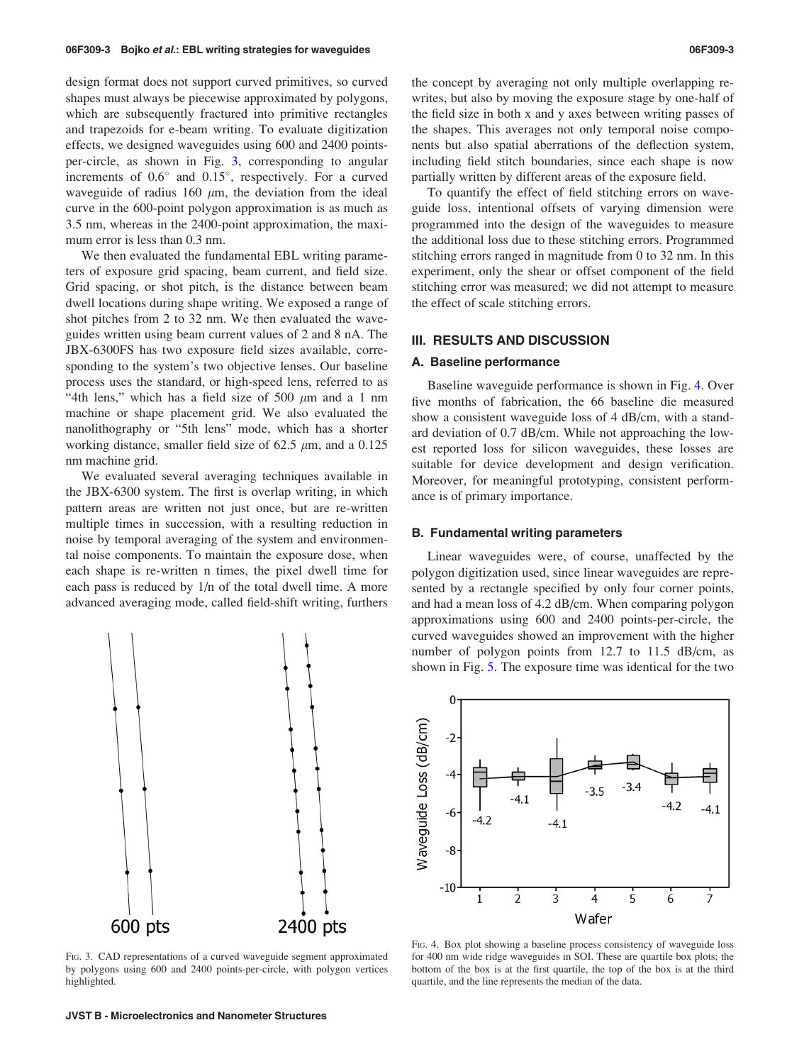design format does not support curved primitives, so curved shapes must always be piecewise approximated by polygons, which are subsequently fractured into primitive rectangles and trapezoids for e-beam writing. To evaluate digitization effects, we designed waveguides using 600 and 2400 points-per-circle, as shown in Fig. 3, corresponding to angular increments of 0.6° and 0.15°, respectively. For a curved waveguide of radius 160 $\mu$m, the deviation from the ideal curve in the 600-point polygon approximation is as much as 3.5 nm, whereas in the 2400-point approximation, the maximum error is less than 0.3 nm.

We then evaluated the fundamental EBL writing parameters of exposure grid spacing, beam current, and field size. Grid spacing, or shot pitch, is the distance between beam dwell locations during shape writing. We exposed a range of shot pitches from 2 to 32 nm. We then evaluated the waveguides written using beam current values of 2 and 8 nA. The JBX-6300FS has two exposure field sizes available, corresponding to the system's two objective lenses. Our baseline process uses the standard, or high-speed lens, referred to as "4th lens," which has a field size of 500 $\mu$m and a 1 nm machine or shape placement grid. We also evaluated the nanolithography or "5th lens" mode, which has a shorter working distance, smaller field size of 62.5 $\mu$m, and a 0.125 nm machine grid.

We evaluated several averaging techniques available in the JBX-6300 system. The first is overlap writing, in which pattern areas are written not just once, but are re-written multiple times in succession, with a resulting reduction in noise by temporal averaging of the system and environmental noise components. To maintain the exposure dose, when each shape is re-written n times, the pixel dwell time for each pass is reduced by 1/n of the total dwell time. A more advanced averaging mode, called field-shift writing, furthers the concept by averaging not only multiple overlapping re-writes, but also by moving the exposure stage by one-half of the field size in both x and y axes between writing passes of the shapes. This averages not only temporal noise components but also spatial aberrations of the deflection system, including field stitch boundaries, since each shape is now partially written by different areas of the exposure field.

To quantify the effect of field stitching errors on waveguide loss, intentional offsets of varying dimension were programmed into the design of the waveguides to measure the additional loss due to these stitching errors. Programmed stitching errors ranged in magnitude from 0 to 32 nm. In this experiment, only the shear or offset component of the field stitching error was measured; we did not attempt to measure the effect of scale stitching errors.

Fig. 3. CAD representations of a curved waveguide segment approximated by polygons using 600 and 2400 points-per-circle, with polygon vertices highlighted.

## III. RESULTS AND DISCUSSION

### A. Baseline performance

Baseline waveguide performance is shown in Fig. 4. Over five months of fabrication, the 66 baseline die measured show a consistent waveguide loss of 4 dB/cm, with a standard deviation of 0.7 dB/cm. While not approaching the lowest reported loss for silicon waveguides, these losses are suitable for device development and design verification. Moreover, for meaningful prototyping, consistent performance is of primary importance.

### B. Fundamental writing parameters

Linear waveguides were, of course, unaffected by the polygon digitization used, since linear waveguides are represented by a rectangle specified by only four corner points, and had a mean loss of 4.2 dB/cm. When comparing polygon approximations using 600 and 2400 points-per-circle, the curved waveguides showed an improvement with the higher number of polygon points from 12.7 to 11.5 dB/cm, as shown in Fig. 5. The exposure time was identical for the two

Fig. 4. Box plot showing a baseline process consistency of waveguide loss for 400 nm wide ridge waveguides in SOI. These are quartile box plots; the bottom of the box is at the first quartile, the top of the box is at the third quartile, and the line represents the median of the data.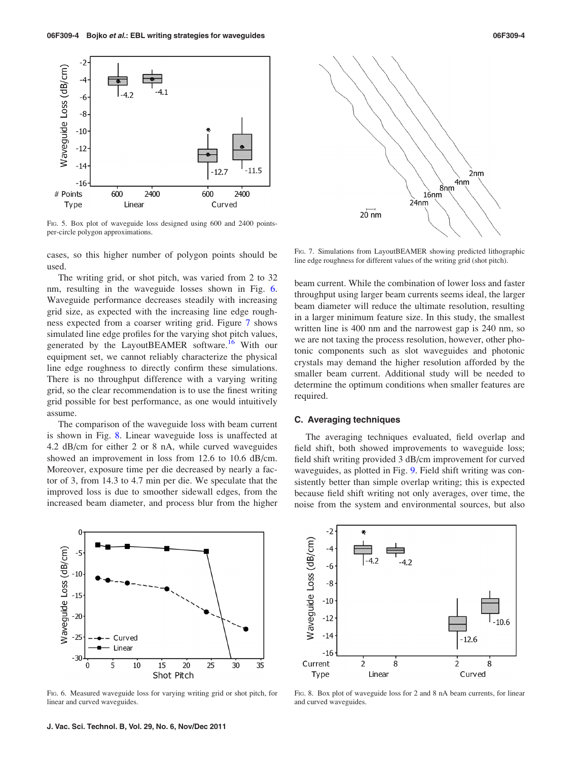FIG. 5. Box plot of waveguide loss designed using 600 and 2400 points-per-circle polygon approximations.

cases, so this higher number of polygon points should be used.

The writing grid, or shot pitch, was varied from 2 to 32 nm, resulting in the waveguide losses shown in Fig. 6. Waveguide performance decreases steadily with increasing grid size, as expected with the increasing line edge roughness expected from a coarser writing grid. Figure 7 shows simulated line edge profiles for the varying shot pitch values, generated by the LayoutBEAMER software.[16] With our equipment set, we cannot reliably characterize the physical line edge roughness to directly confirm these simulations. There is no throughput difference with a varying writing grid, so the clear recommendation is to use the finest writing grid possible for best performance, as one would intuitively assume.

The comparison of the waveguide loss with beam current is shown in Fig. 8. Linear waveguide loss is unaffected at 4.2 dB/cm for either 2 or 8 nA, while curved waveguides showed an improvement in loss from 12.6 to 10.6 dB/cm. Moreover, exposure time per die decreased by nearly a factor of 3, from 14.3 to 4.7 min per die. We speculate that the improved loss is due to smoother sidewall edges, from the increased beam diameter, and process blur from the higher beam current. While the combination of lower loss and faster throughput using larger beam currents seems ideal, the larger beam diameter will reduce the ultimate resolution, resulting in a larger minimum feature size. In this study, the smallest written line is 400 nm and the narrowest gap is 240 nm, so we are not taxing the process resolution, however, other photonic components such as slot waveguides and photonic crystals may demand the higher resolution afforded by the smaller beam current. Additional study will be needed to determine the optimum conditions when smaller features are required.

FIG. 7. Simulations from LayoutBEAMER showing predicted lithographic line edge roughness for different values of the writing grid (shot pitch).

### C. Averaging techniques

The averaging techniques evaluated, field overlap and field shift, both showed improvements to waveguide loss; field shift writing provided 3 dB/cm improvement for curved waveguides, as plotted in Fig. 9. Field shift writing was consistently better than simple overlap writing; this is expected because field shift writing not only averages, over time, the noise from the system and environmental sources, but also

FIG. 6. Measured waveguide loss for varying writing grid or shot pitch, for linear and curved waveguides.

FIG. 8. Box plot of waveguide loss for 2 and 8 nA beam currents, for linear and curved waveguides.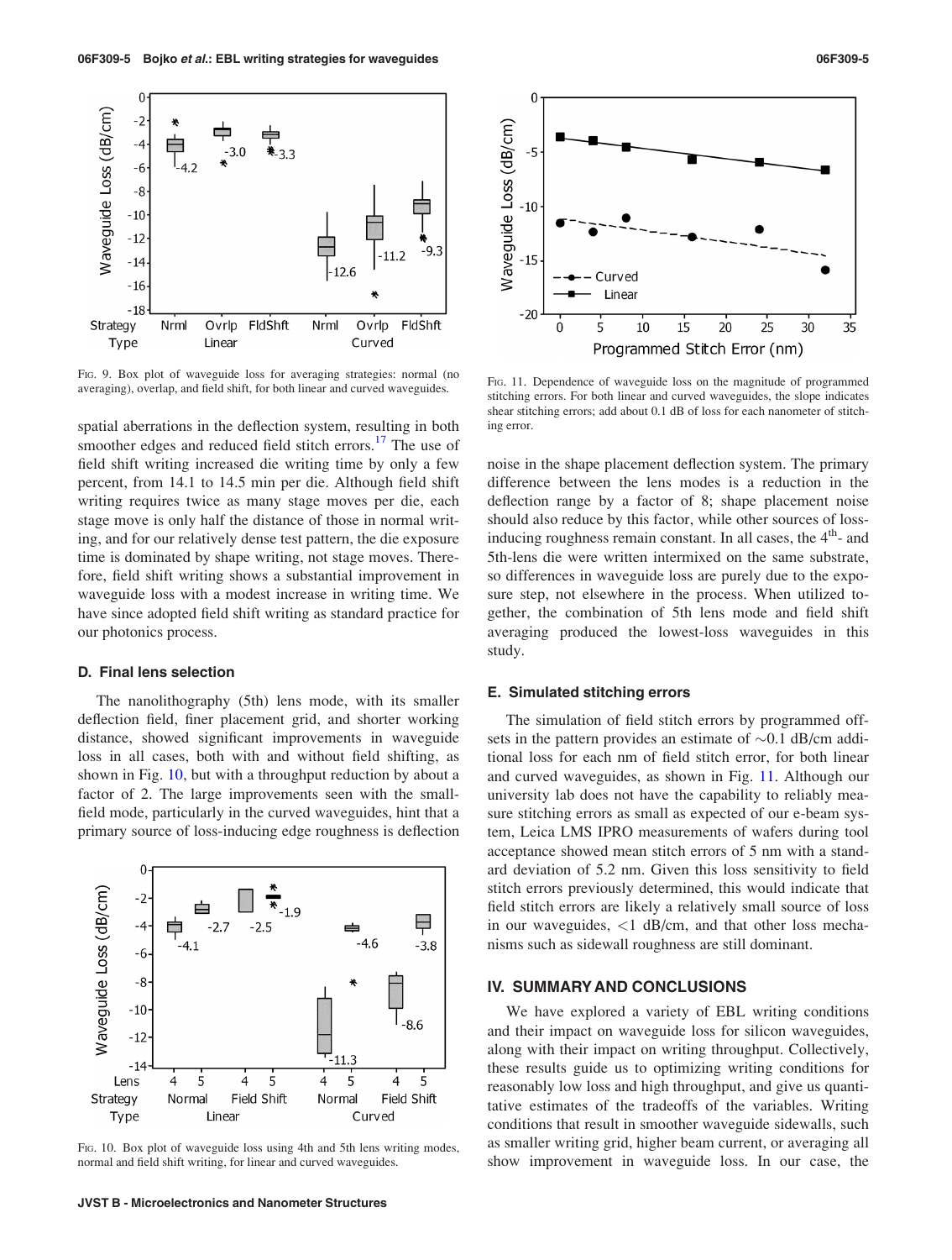Fig. 9. Box plot of waveguide loss for averaging strategies: normal (no averaging), overlap, and field shift, for both linear and curved waveguides.

spatial aberrations in the deflection system, resulting in both smoother edges and reduced field stitch errors.[17] The use of field shift writing increased die writing time by only a few percent, from 14.1 to 14.5 min per die. Although field shift writing requires twice as many stage moves per die, each stage move is only half the distance of those in normal writing, and for our relatively dense test pattern, the die exposure time is dominated by shape writing, not stage moves. Therefore, field shift writing shows a substantial improvement in waveguide loss with a modest increase in writing time. We have since adopted field shift writing as standard practice for our photonics process.

### D. Final lens selection

The nanolithography (5th) lens mode, with its smaller deflection field, finer placement grid, and shorter working distance, showed significant improvements in waveguide loss in all cases, both with and without field shifting, as shown in Fig. 10, but with a throughput reduction by about a factor of 2. The large improvements seen with the small-field mode, particularly in the curved waveguides, hint that a primary source of loss-inducing edge roughness is deflection noise in the shape placement deflection system. The primary difference between the lens modes is a reduction in the deflection range by a factor of 8; shape placement noise should also reduce by this factor, while other sources of loss-inducing roughness remain constant. In all cases, the 4th- and 5th-lens die were written intermixed on the same substrate, so differences in waveguide loss are purely due to the exposure step, not elsewhere in the process. When utilized together, the combination of 5th lens mode and field shift averaging produced the lowest-loss waveguides in this study.

Fig. 10. Box plot of waveguide loss using 4th and 5th lens writing modes, normal and field shift writing, for linear and curved waveguides.

Fig. 11. Dependence of waveguide loss on the magnitude of programmed stitching errors. For both linear and curved waveguides, the slope indicates shear stitching errors; add about 0.1 dB of loss for each nanometer of stitching error.

### E. Simulated stitching errors

The simulation of field stitch errors by programmed offsets in the pattern provides an estimate of ~0.1 dB/cm additional loss for each nm of field stitch error, for both linear and curved waveguides, as shown in Fig. 11. Although our university lab does not have the capability to reliably measure stitching errors as small as expected of our e-beam system, Leica LMS IPRO measurements of wafers during tool acceptance showed mean stitch errors of 5 nm with a standard deviation of 5.2 nm. Given this loss sensitivity to field stitch errors previously determined, this would indicate that field stitch errors are likely a relatively small source of loss in our waveguides, <1 dB/cm, and that other loss mechanisms such as sidewall roughness are still dominant.

## IV. SUMMARY AND CONCLUSIONS

We have explored a variety of EBL writing conditions and their impact on waveguide loss for silicon waveguides, along with their impact on writing throughput. Collectively, these results guide us to optimizing writing conditions for reasonably low loss and high throughput, and give us quantitative estimates of the tradeoffs of the variables. Writing conditions that result in smoother waveguide sidewalls, such as smaller writing grid, higher beam current, or averaging all show improvement in waveguide loss. In our case, the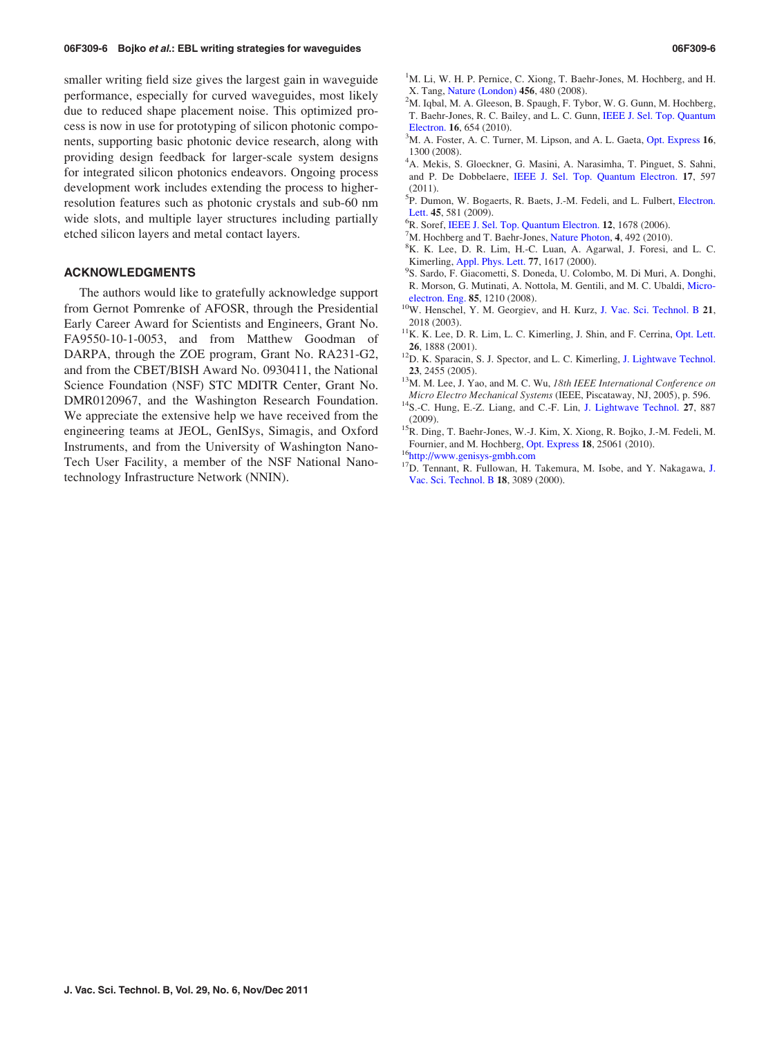smaller writing field size gives the largest gain in waveguide performance, especially for curved waveguides, most likely due to reduced shape placement noise. This optimized process is now in use for prototyping of silicon photonic components, supporting basic photonic device research, along with providing design feedback for larger-scale system designs for integrated silicon photonics endeavors. Ongoing process development work includes extending the process to higher-resolution features such as photonic crystals and sub-60 nm wide slots, and multiple layer structures including partially etched silicon layers and metal contact layers.

## ACKNOWLEDGMENTS

The authors would like to gratefully acknowledge support from Gernot Pomrenke of AFOSR, through the Presidential Early Career Award for Scientists and Engineers, Grant No. FA9550-10-1-0053, and from Matthew Goodman of DARPA, through the ZOE program, Grant No. RA231-G2, and from the CBET/BISH Award No. 0930411, the National Science Foundation (NSF) STC MDITR Center, Grant No. DMR0120967, and the Washington Research Foundation. We appreciate the extensive help we have received from the engineering teams at JEOL, GenISys, Simagis, and Oxford Instruments, and from the University of Washington Nano-Tech User Facility, a member of the NSF National Nanotechnology Infrastructure Network (NNIN).

[1] M. Li, W. H. P. Pernice, C. Xiong, T. Baehr-Jones, M. Hochberg, and H. X. Tang, Nature (London) **456**, 480 (2008).

[2] M. Iqbal, M. A. Gleeson, B. Spaugh, F. Tybor, W. G. Gunn, M. Hochberg, T. Baehr-Jones, R. C. Bailey, and L. C. Gunn, IEEE J. Sel. Top. Quantum Electron. **16**, 654 (2010).

[3] M. A. Foster, A. C. Turner, M. Lipson, and A. L. Gaeta, Opt. Express **16**, 1300 (2008).

[4] A. Mekis, S. Gloeckner, G. Masini, A. Narasimha, T. Pinguet, S. Sahni, and P. De Dobbelaere, IEEE J. Sel. Top. Quantum Electron. **17**, 597 (2011).

[5] P. Dumon, W. Bogaerts, R. Baets, J.-M. Fedeli, and L. Fulbert, Electron. Lett. **45**, 581 (2009).

[6] R. Soref, IEEE J. Sel. Top. Quantum Electron. **12**, 1678 (2006).

[7] M. Hochberg and T. Baehr-Jones, Nature Photon, **4**, 492 (2010).

[8] K. K. Lee, D. R. Lim, H.-C. Luan, A. Agarwal, J. Foresi, and L. C. Kimerling, Appl. Phys. Lett. **77**, 1617 (2000).

[9] S. Sardo, F. Giacometti, S. Doneda, U. Colombo, M. Di Muri, A. Donghi, R. Morson, G. Mutinati, A. Nottola, M. Gentili, and M. C. Ubaldi, Microelectron. Eng. **85**, 1210 (2008).

[10] W. Henschel, Y. M. Georgiev, and H. Kurz, J. Vac. Sci. Technol. B **21**, 2018 (2003).

[11] K. K. Lee, D. R. Lim, L. C. Kimerling, J. Shin, and F. Cerrina, Opt. Lett. **26**, 1888 (2001).

[12] D. K. Sparacin, S. J. Spector, and L. C. Kimerling, J. Lightwave Technol. **23**, 2455 (2005).

[13] M. M. Lee, J. Yao, and M. C. Wu, *18th IEEE International Conference on Micro Electro Mechanical Systems* (IEEE, Piscataway, NJ, 2005), p. 596.

[14] S.-C. Hung, E.-Z. Liang, and C.-F. Lin, J. Lightwave Technol. **27**, 887 (2009).

[15] R. Ding, T. Baehr-Jones, W.-J. Kim, X. Xiong, R. Bojko, J.-M. Fedeli, M. Fournier, and M. Hochberg, Opt. Express **18**, 25061 (2010).

[16] http://www.genisys-gmbh.com

[17] D. Tennant, R. Fullowan, H. Takemura, M. Isobe, and Y. Nakagawa, J. Vac. Sci. Technol. B **18**, 3089 (2000).